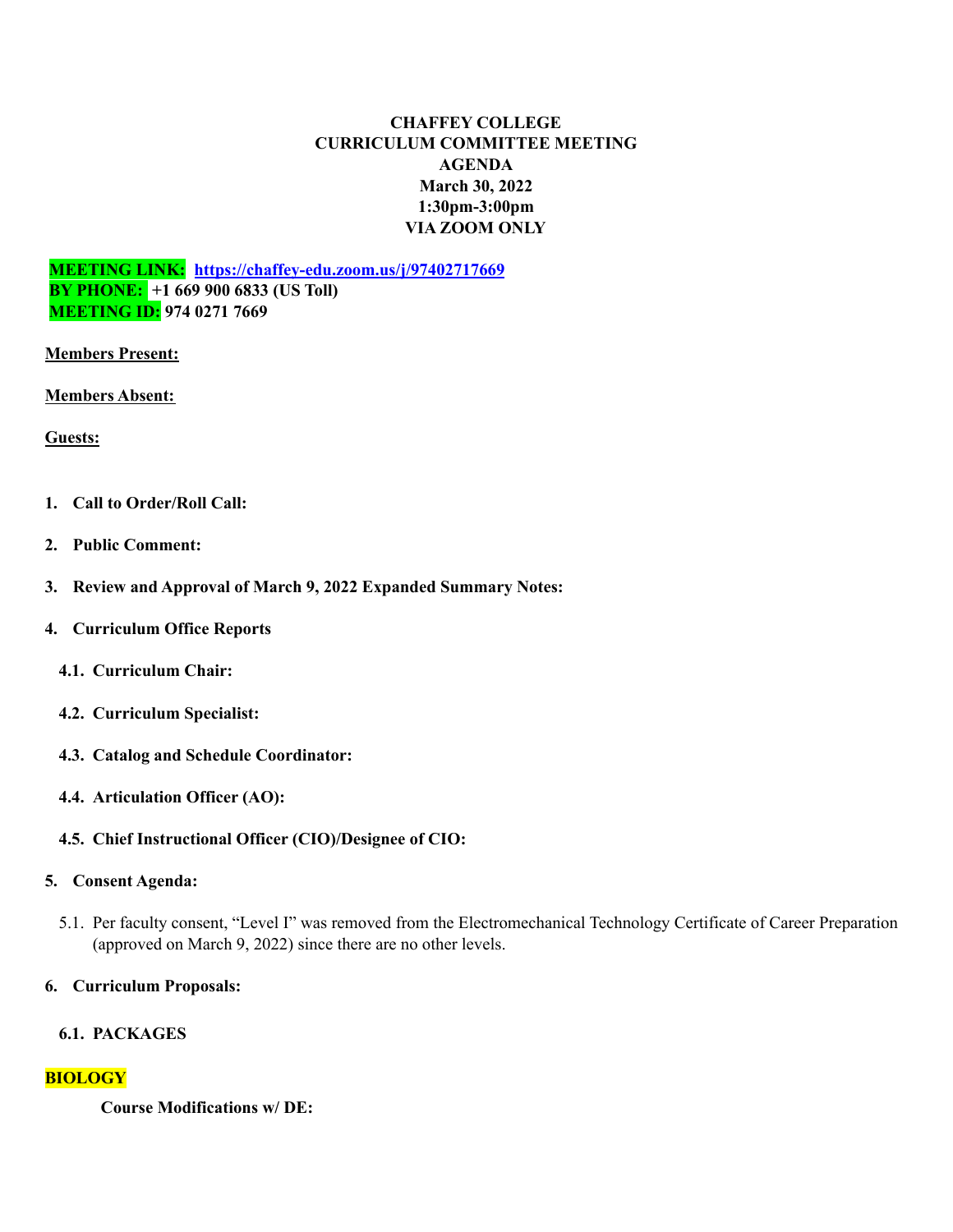**CHAFFEY COLLEGE**
**CURRICULUM COMMITTEE MEETING**
**AGENDA**
**March 30, 2022**
**1:30pm-3:00pm**
**VIA ZOOM ONLY**

**MEETING LINK:** **https://chaffey-edu.zoom.us/j/97402717669**
**BY PHONE:** **+1 669 900 6833 (US Toll)**
**MEETING ID:** **974 0271 7669**

**Members Present:**

**Members Absent:**

**Guests:**

1. **Call to Order/Roll Call:**

2. **Public Comment:**

3. **Review and Approval of March 9, 2022 Expanded Summary Notes:**

4. **Curriculum Office Reports**

   4.1. **Curriculum Chair:**

   4.2. **Curriculum Specialist:**

   4.3. **Catalog and Schedule Coordinator:**

   4.4. **Articulation Officer (AO):**

   4.5. **Chief Instructional Officer (CIO)/Designee of CIO:**

5. **Consent Agenda:**

   5.1. Per faculty consent, "Level I" was removed from the Electromechanical Technology Certificate of Career Preparation (approved on March 9, 2022) since there are no other levels.

6. **Curriculum Proposals:**

   6.1. **PACKAGES**

**BIOLOGY**

**Course Modifications w/ DE:**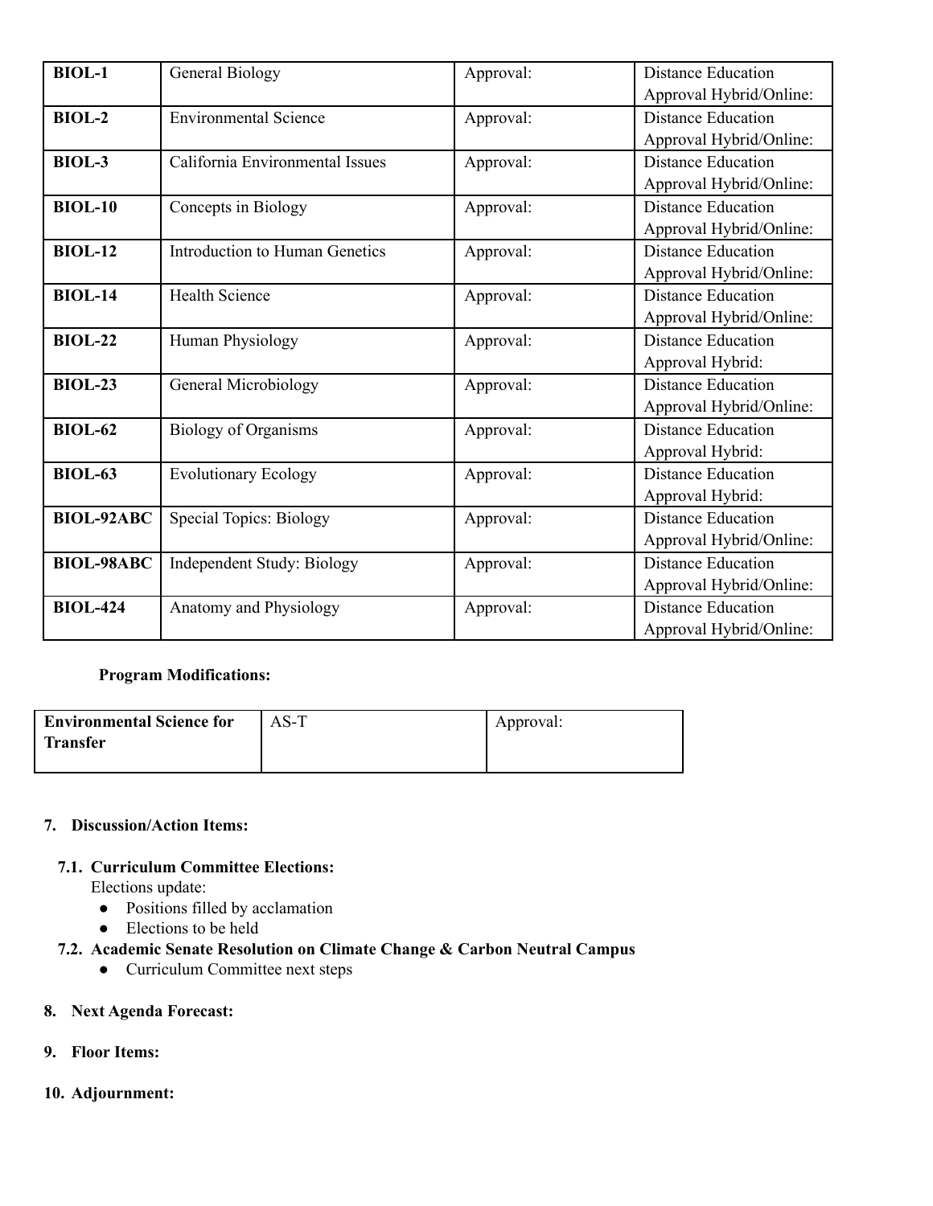| | | | |
|---|---|---|---|
| **BIOL-1** | General Biology | Approval: | Distance Education Approval Hybrid/Online: |
| **BIOL-2** | Environmental Science | Approval: | Distance Education Approval Hybrid/Online: |
| **BIOL-3** | California Environmental Issues | Approval: | Distance Education Approval Hybrid/Online: |
| **BIOL-10** | Concepts in Biology | Approval: | Distance Education Approval Hybrid/Online: |
| **BIOL-12** | Introduction to Human Genetics | Approval: | Distance Education Approval Hybrid/Online: |
| **BIOL-14** | Health Science | Approval: | Distance Education Approval Hybrid/Online: |
| **BIOL-22** | Human Physiology | Approval: | Distance Education Approval Hybrid: |
| **BIOL-23** | General Microbiology | Approval: | Distance Education Approval Hybrid/Online: |
| **BIOL-62** | Biology of Organisms | Approval: | Distance Education Approval Hybrid: |
| **BIOL-63** | Evolutionary Ecology | Approval: | Distance Education Approval Hybrid: |
| **BIOL-92ABC** | Special Topics: Biology | Approval: | Distance Education Approval Hybrid/Online: |
| **BIOL-98ABC** | Independent Study: Biology | Approval: | Distance Education Approval Hybrid/Online: |
| **BIOL-424** | Anatomy and Physiology | Approval: | Distance Education Approval Hybrid/Online: |

**Program Modifications:**

| | | |
|---|---|---|
| **Environmental Science for Transfer** | AS-T | Approval: |

**7. Discussion/Action Items:**

**7.1. Curriculum Committee Elections:**

Elections update:

- Positions filled by acclamation
- Elections to be held

**7.2. Academic Senate Resolution on Climate Change & Carbon Neutral Campus**

- Curriculum Committee next steps

**8. Next Agenda Forecast:**

**9. Floor Items:**

**10. Adjournment:**